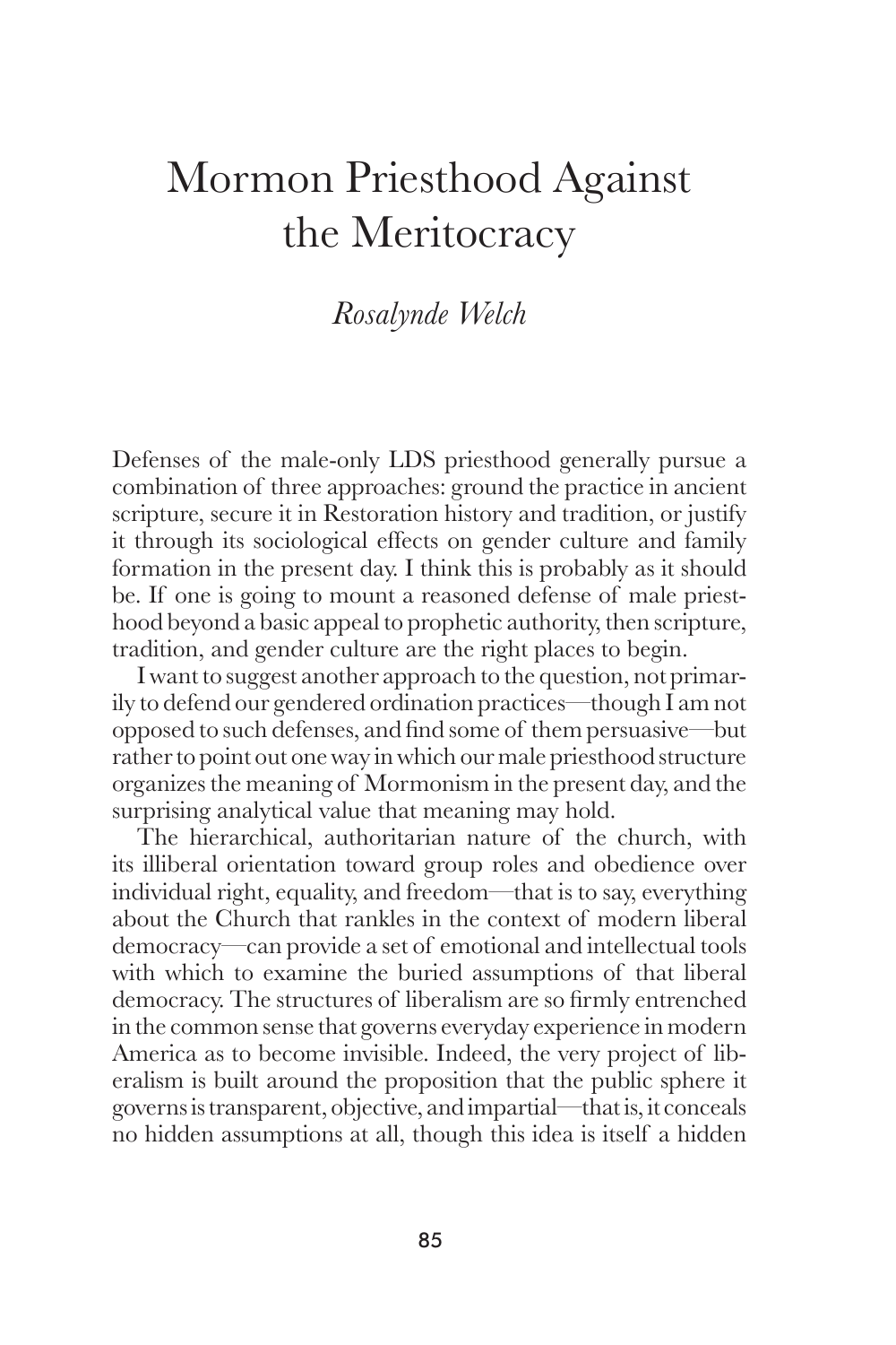# Mormon Priesthood Against the Meritocracy

*Rosalynde Welch*

Defenses of the male-only LDS priesthood generally pursue a combination of three approaches: ground the practice in ancient scripture, secure it in Restoration history and tradition, or justify it through its sociological effects on gender culture and family formation in the present day. I think this is probably as it should be. If one is going to mount a reasoned defense of male priesthood beyond a basic appeal to prophetic authority, then scripture, tradition, and gender culture are the right places to begin.

I want to suggest another approach to the question, not primarily to defend our gendered ordination practices—though I am not opposed to such defenses, and find some of them persuasive—but rather to point out one way in which our male priesthood structure organizes the meaning of Mormonism in the present day, and the surprising analytical value that meaning may hold.

The hierarchical, authoritarian nature of the church, with its illiberal orientation toward group roles and obedience over individual right, equality, and freedom—that is to say, everything about the Church that rankles in the context of modern liberal democracy—can provide a set of emotional and intellectual tools with which to examine the buried assumptions of that liberal democracy. The structures of liberalism are so firmly entrenched in the common sense that governs everyday experience in modern America as to become invisible. Indeed, the very project of liberalism is built around the proposition that the public sphere it governs is transparent, objective, and impartial—that is, it conceals no hidden assumptions at all, though this idea is itself a hidden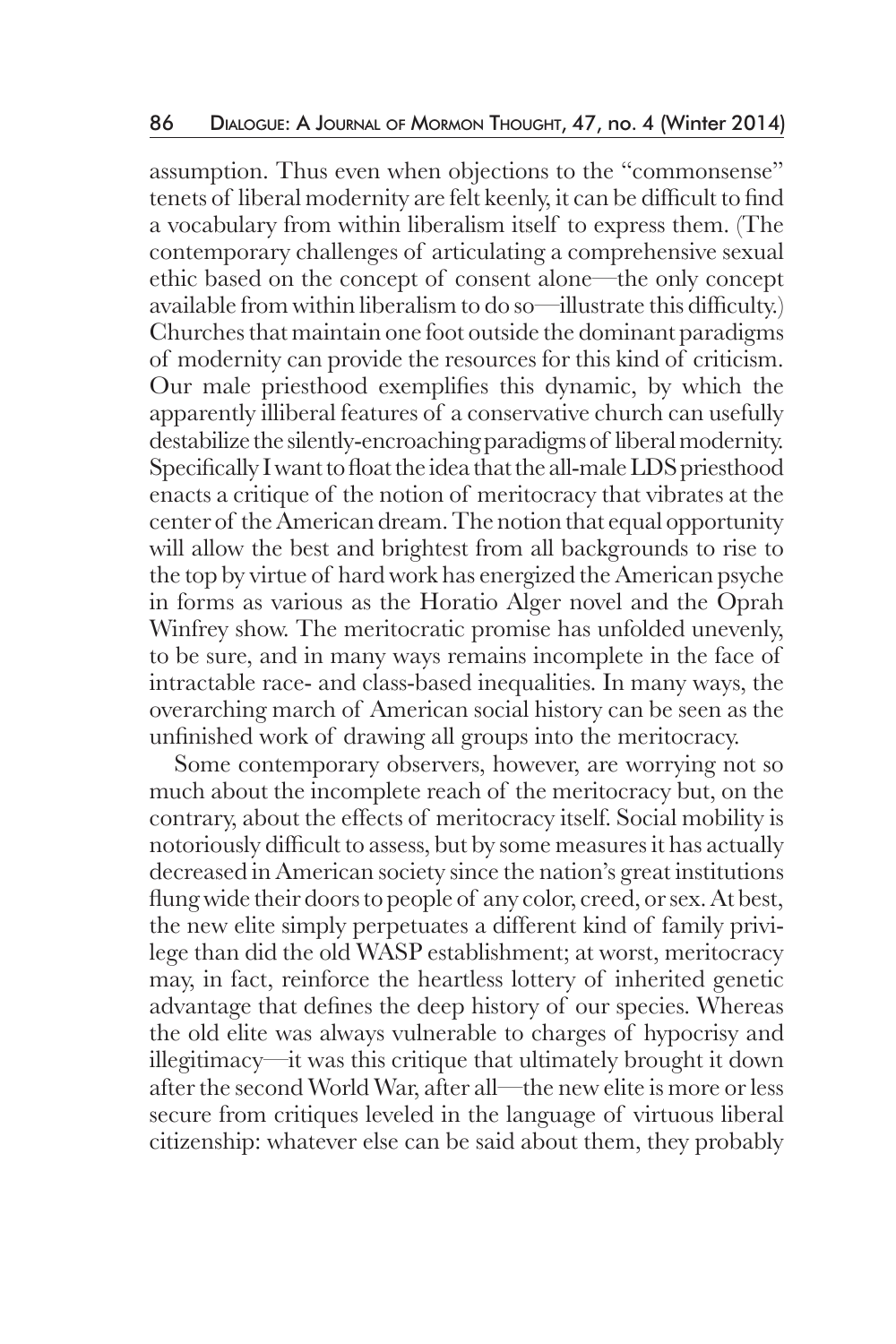assumption. Thus even when objections to the "commonsense" tenets of liberal modernity are felt keenly, it can be difficult to find a vocabulary from within liberalism itself to express them. (The contemporary challenges of articulating a comprehensive sexual ethic based on the concept of consent alone—the only concept available from within liberalism to do so—illustrate this difficulty.) Churches that maintain one foot outside the dominant paradigms of modernity can provide the resources for this kind of criticism. Our male priesthood exemplifies this dynamic, by which the apparently illiberal features of a conservative church can usefully destabilize the silently-encroaching paradigms of liberal modernity. Specifically I want to float the idea that the all-male LDS priesthood enacts a critique of the notion of meritocracy that vibrates at the center of the American dream. The notion that equal opportunity will allow the best and brightest from all backgrounds to rise to the top by virtue of hard work has energized the American psyche in forms as various as the Horatio Alger novel and the Oprah Winfrey show. The meritocratic promise has unfolded unevenly, to be sure, and in many ways remains incomplete in the face of intractable race- and class-based inequalities. In many ways, the overarching march of American social history can be seen as the unfinished work of drawing all groups into the meritocracy.

Some contemporary observers, however, are worrying not so much about the incomplete reach of the meritocracy but, on the contrary, about the effects of meritocracy itself. Social mobility is notoriously difficult to assess, but by some measures it has actually decreased in American society since the nation's great institutions flung wide their doors to people of any color, creed, or sex. At best, the new elite simply perpetuates a different kind of family privilege than did the old WASP establishment; at worst, meritocracy may, in fact, reinforce the heartless lottery of inherited genetic advantage that defines the deep history of our species. Whereas the old elite was always vulnerable to charges of hypocrisy and illegitimacy—it was this critique that ultimately brought it down after the second World War, after all—the new elite is more or less secure from critiques leveled in the language of virtuous liberal citizenship: whatever else can be said about them, they probably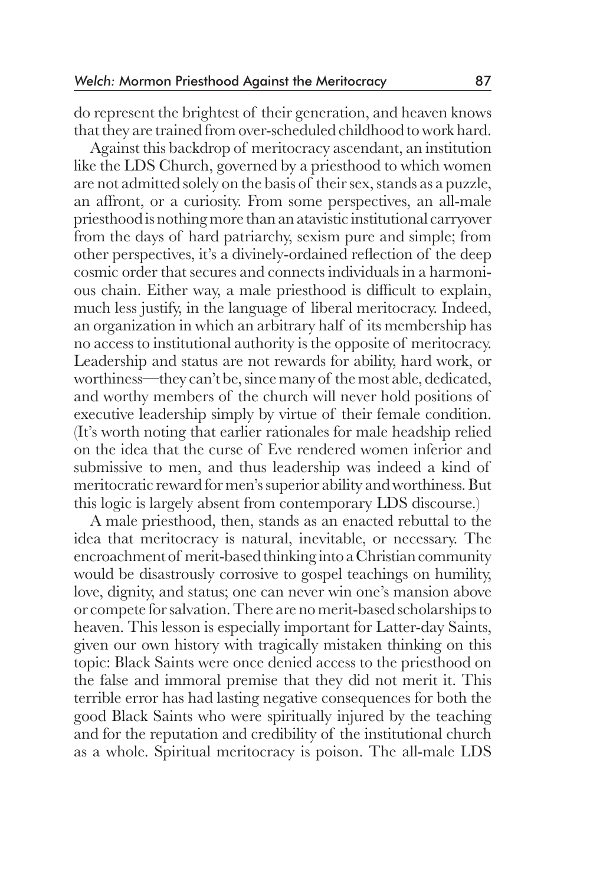do represent the brightest of their generation, and heaven knows that they are trained from over-scheduled childhood to work hard.

Against this backdrop of meritocracy ascendant, an institution like the LDS Church, governed by a priesthood to which women are not admitted solely on the basis of their sex, stands as a puzzle, an affront, or a curiosity. From some perspectives, an all-male priesthood is nothing more than an atavistic institutional carryover from the days of hard patriarchy, sexism pure and simple; from other perspectives, it's a divinely-ordained reflection of the deep cosmic order that secures and connects individuals in a harmonious chain. Either way, a male priesthood is difficult to explain, much less justify, in the language of liberal meritocracy. Indeed, an organization in which an arbitrary half of its membership has no access to institutional authority is the opposite of meritocracy. Leadership and status are not rewards for ability, hard work, or worthiness—they can't be, since many of the most able, dedicated, and worthy members of the church will never hold positions of executive leadership simply by virtue of their female condition. (It's worth noting that earlier rationales for male headship relied on the idea that the curse of Eve rendered women inferior and submissive to men, and thus leadership was indeed a kind of meritocratic reward for men's superior ability and worthiness. But this logic is largely absent from contemporary LDS discourse.)

A male priesthood, then, stands as an enacted rebuttal to the idea that meritocracy is natural, inevitable, or necessary. The encroachment of merit-based thinking into a Christian community would be disastrously corrosive to gospel teachings on humility, love, dignity, and status; one can never win one's mansion above or compete for salvation. There are no merit-based scholarships to heaven. This lesson is especially important for Latter-day Saints, given our own history with tragically mistaken thinking on this topic: Black Saints were once denied access to the priesthood on the false and immoral premise that they did not merit it. This terrible error has had lasting negative consequences for both the good Black Saints who were spiritually injured by the teaching and for the reputation and credibility of the institutional church as a whole. Spiritual meritocracy is poison. The all-male LDS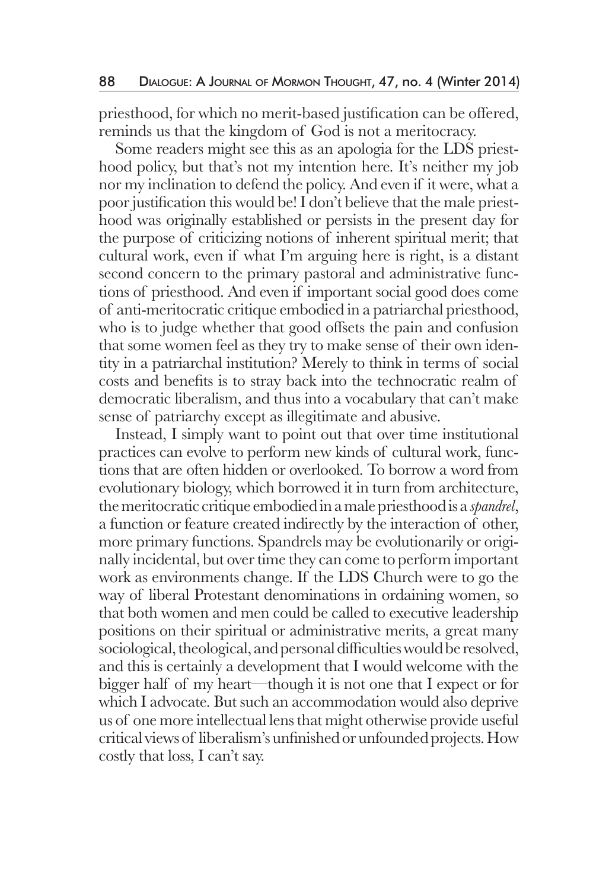priesthood, for which no merit-based justification can be offered, reminds us that the kingdom of God is not a meritocracy.

Some readers might see this as an apologia for the LDS priesthood policy, but that's not my intention here. It's neither my job nor my inclination to defend the policy. And even if it were, what a poor justification this would be! I don't believe that the male priesthood was originally established or persists in the present day for the purpose of criticizing notions of inherent spiritual merit; that cultural work, even if what I'm arguing here is right, is a distant second concern to the primary pastoral and administrative functions of priesthood. And even if important social good does come of anti-meritocratic critique embodied in a patriarchal priesthood, who is to judge whether that good offsets the pain and confusion that some women feel as they try to make sense of their own identity in a patriarchal institution? Merely to think in terms of social costs and benefits is to stray back into the technocratic realm of democratic liberalism, and thus into a vocabulary that can't make sense of patriarchy except as illegitimate and abusive.

Instead, I simply want to point out that over time institutional practices can evolve to perform new kinds of cultural work, functions that are often hidden or overlooked. To borrow a word from evolutionary biology, which borrowed it in turn from architecture, the meritocratic critique embodied in a male priesthood is a *spandrel*, a function or feature created indirectly by the interaction of other, more primary functions. Spandrels may be evolutionarily or originally incidental, but over time they can come to perform important work as environments change. If the LDS Church were to go the way of liberal Protestant denominations in ordaining women, so that both women and men could be called to executive leadership positions on their spiritual or administrative merits, a great many sociological, theological, and personal difficulties would be resolved, and this is certainly a development that I would welcome with the bigger half of my heart—though it is not one that I expect or for which I advocate. But such an accommodation would also deprive us of one more intellectual lens that might otherwise provide useful critical views of liberalism's unfinished or unfounded projects. How costly that loss, I can't say.